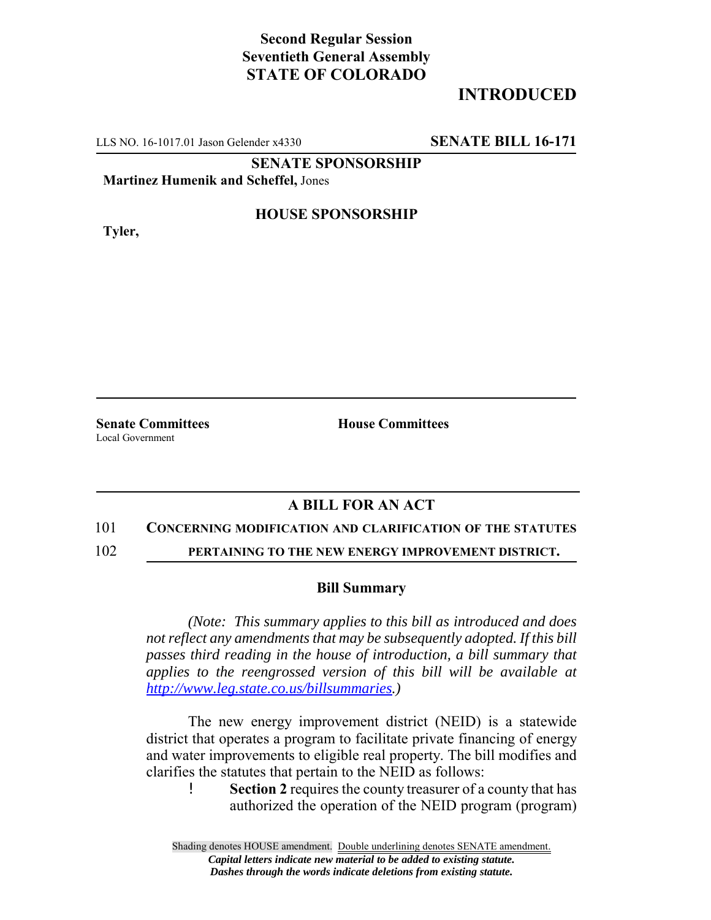**Second Regular Session**
**Seventieth General Assembly**
**STATE OF COLORADO**

# INTRODUCTED

LLS NO. 16-1017.01 Jason Gelender x4330 **SENATE BILL 16-171**

**SENATE SPONSORSHIP**

**Martinez Humenik and Scheffel,** Jones

**HOUSE SPONSORSHIP**

**Tyler,**

**Senate Committees**
Local Government

**House Committees**

## A BILL FOR AN ACT

101 **CONCERNING MODIFICATION AND CLARIFICATION OF THE STATUTES**
102 **PERTAINING TO THE NEW ENERGY IMPROVEMENT DISTRICT.**

### Bill Summary

*(Note: This summary applies to this bill as introduced and does not reflect any amendments that may be subsequently adopted. If this bill passes third reading in the house of introduction, a bill summary that applies to the reengrossed version of this bill will be available at http://www.leg.state.co.us/billsummaries.)*

The new energy improvement district (NEID) is a statewide district that operates a program to facilitate private financing of energy and water improvements to eligible real property. The bill modifies and clarifies the statutes that pertain to the NEID as follows:

- **Section 2** requires the county treasurer of a county that has authorized the operation of the NEID program (program)

Shading denotes HOUSE amendment. Double underlining denotes SENATE amendment.
*Capital letters indicate new material to be added to existing statute.*
*Dashes through the words indicate deletions from existing statute.*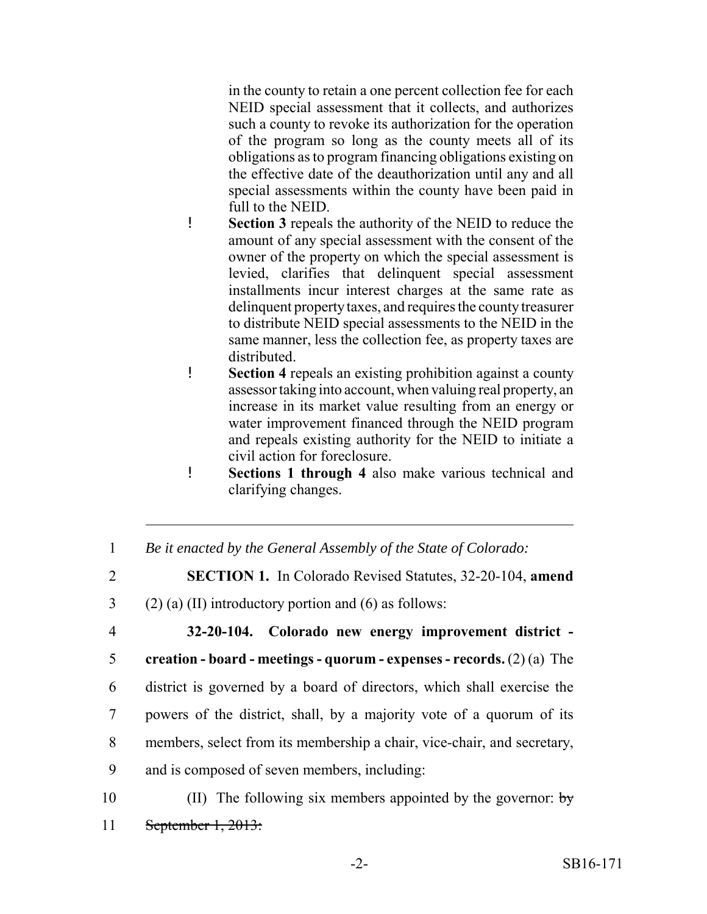in the county to retain a one percent collection fee for each NEID special assessment that it collects, and authorizes such a county to revoke its authorization for the operation of the program so long as the county meets all of its obligations as to program financing obligations existing on the effective date of the deauthorization until any and all special assessments within the county have been paid in full to the NEID.

- **Section 3** repeals the authority of the NEID to reduce the amount of any special assessment with the consent of the owner of the property on which the special assessment is levied, clarifies that delinquent special assessment installments incur interest charges at the same rate as delinquent property taxes, and requires the county treasurer to distribute NEID special assessments to the NEID in the same manner, less the collection fee, as property taxes are distributed.
- **Section 4** repeals an existing prohibition against a county assessor taking into account, when valuing real property, an increase in its market value resulting from an energy or water improvement financed through the NEID program and repeals existing authority for the NEID to initiate a civil action for foreclosure.
- **Sections 1 through 4** also make various technical and clarifying changes.

---

1 *Be it enacted by the General Assembly of the State of Colorado:*

2 **SECTION 1.** In Colorado Revised Statutes, 32-20-104, **amend**

3 (2) (a) (II) introductory portion and (6) as follows:

4 **32-20-104. Colorado new energy improvement district -**

5 **creation - board - meetings - quorum - expenses - records.** (2) (a) The

6 district is governed by a board of directors, which shall exercise the

7 powers of the district, shall, by a majority vote of a quorum of its

8 members, select from its membership a chair, vice-chair, and secretary,

9 and is composed of seven members, including:

10 (II) The following six members appointed by the governor: ~~by~~

11 ~~September 1, 2013:~~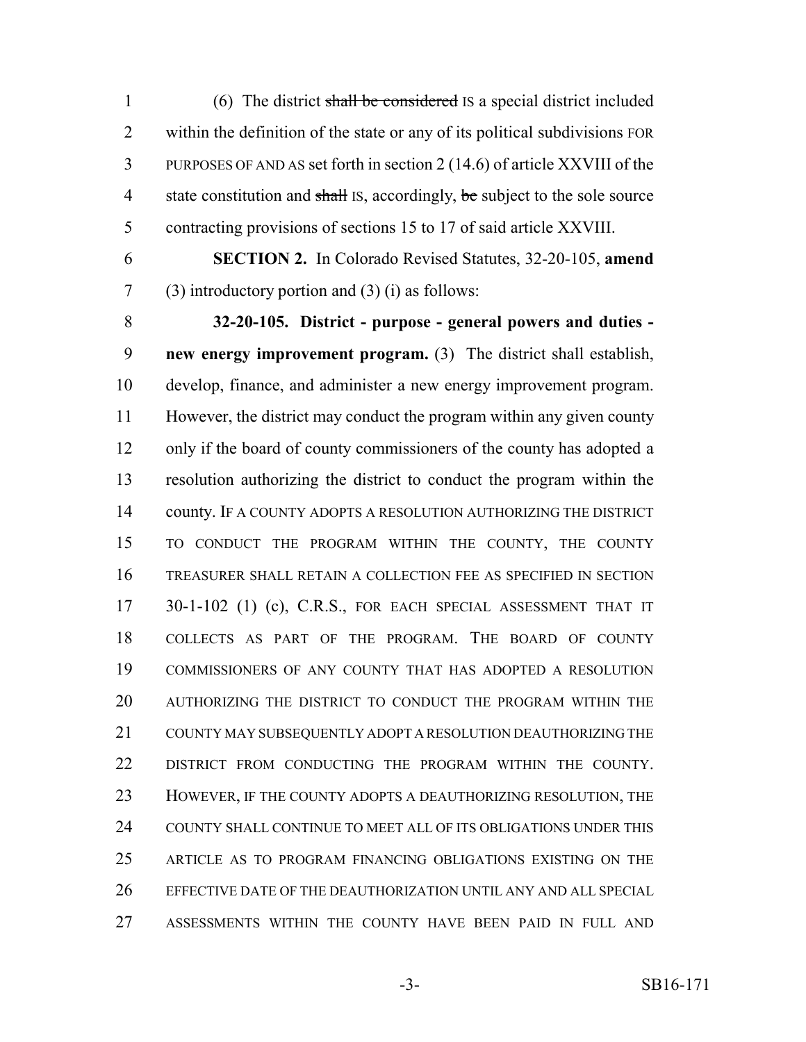(6) The district ~~shall be considered~~ IS a special district included within the definition of the state or any of its political subdivisions FOR PURPOSES OF AND AS set forth in section 2 (14.6) of article XXVIII of the state constitution and ~~shall~~ IS, accordingly, ~~be~~ subject to the sole source contracting provisions of sections 15 to 17 of said article XXVIII.

**SECTION 2.** In Colorado Revised Statutes, 32-20-105, **amend** (3) introductory portion and (3) (i) as follows:

**32-20-105. District - purpose - general powers and duties - new energy improvement program.** (3) The district shall establish, develop, finance, and administer a new energy improvement program. However, the district may conduct the program within any given county only if the board of county commissioners of the county has adopted a resolution authorizing the district to conduct the program within the county. IF A COUNTY ADOPTS A RESOLUTION AUTHORIZING THE DISTRICT TO CONDUCT THE PROGRAM WITHIN THE COUNTY, THE COUNTY TREASURER SHALL RETAIN A COLLECTION FEE AS SPECIFIED IN SECTION 30-1-102 (1) (c), C.R.S., FOR EACH SPECIAL ASSESSMENT THAT IT COLLECTS AS PART OF THE PROGRAM. THE BOARD OF COUNTY COMMISSIONERS OF ANY COUNTY THAT HAS ADOPTED A RESOLUTION AUTHORIZING THE DISTRICT TO CONDUCT THE PROGRAM WITHIN THE COUNTY MAY SUBSEQUENTLY ADOPT A RESOLUTION DEAUTHORIZING THE DISTRICT FROM CONDUCTING THE PROGRAM WITHIN THE COUNTY. HOWEVER, IF THE COUNTY ADOPTS A DEAUTHORIZING RESOLUTION, THE COUNTY SHALL CONTINUE TO MEET ALL OF ITS OBLIGATIONS UNDER THIS ARTICLE AS TO PROGRAM FINANCING OBLIGATIONS EXISTING ON THE EFFECTIVE DATE OF THE DEAUTHORIZATION UNTIL ANY AND ALL SPECIAL ASSESSMENTS WITHIN THE COUNTY HAVE BEEN PAID IN FULL AND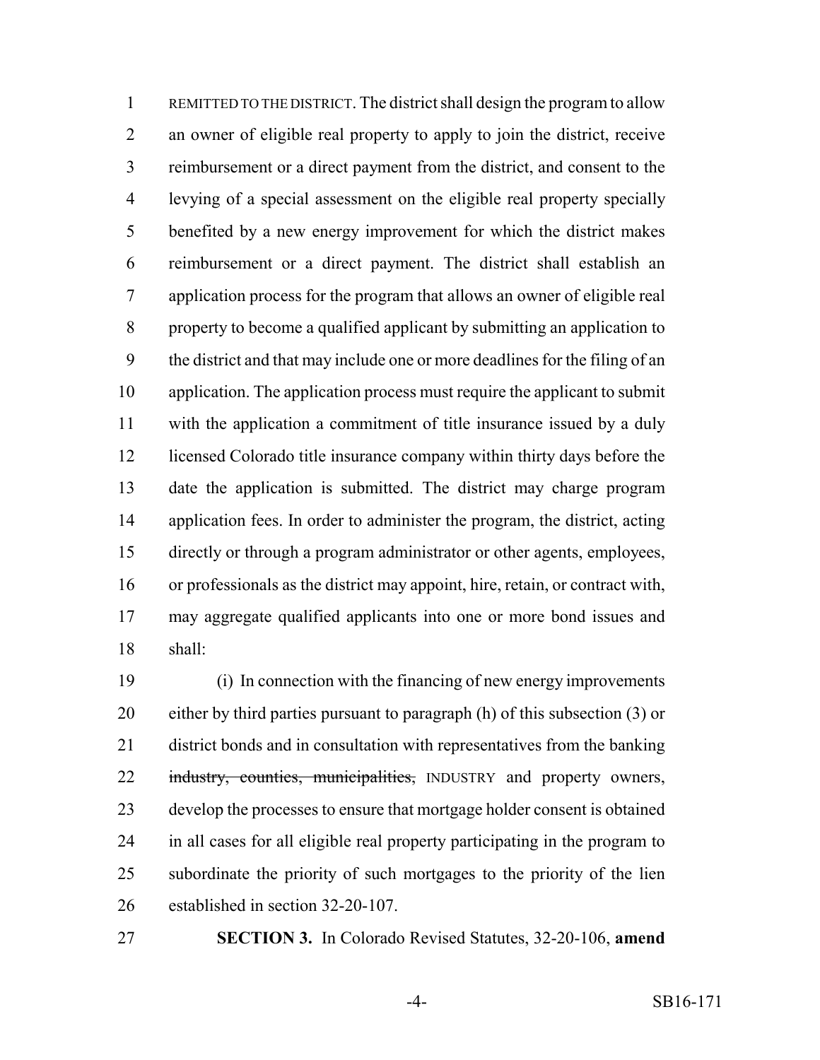REMITTED TO THE DISTRICT. The district shall design the program to allow an owner of eligible real property to apply to join the district, receive reimbursement or a direct payment from the district, and consent to the levying of a special assessment on the eligible real property specially benefited by a new energy improvement for which the district makes reimbursement or a direct payment. The district shall establish an application process for the program that allows an owner of eligible real property to become a qualified applicant by submitting an application to the district and that may include one or more deadlines for the filing of an application. The application process must require the applicant to submit with the application a commitment of title insurance issued by a duly licensed Colorado title insurance company within thirty days before the date the application is submitted. The district may charge program application fees. In order to administer the program, the district, acting directly or through a program administrator or other agents, employees, or professionals as the district may appoint, hire, retain, or contract with, may aggregate qualified applicants into one or more bond issues and shall:

(i) In connection with the financing of new energy improvements either by third parties pursuant to paragraph (h) of this subsection (3) or district bonds and in consultation with representatives from the banking ~~industry, counties, municipalities,~~ INDUSTRY and property owners, develop the processes to ensure that mortgage holder consent is obtained in all cases for all eligible real property participating in the program to subordinate the priority of such mortgages to the priority of the lien established in section 32-20-107.

**SECTION 3.** In Colorado Revised Statutes, 32-20-106, **amend**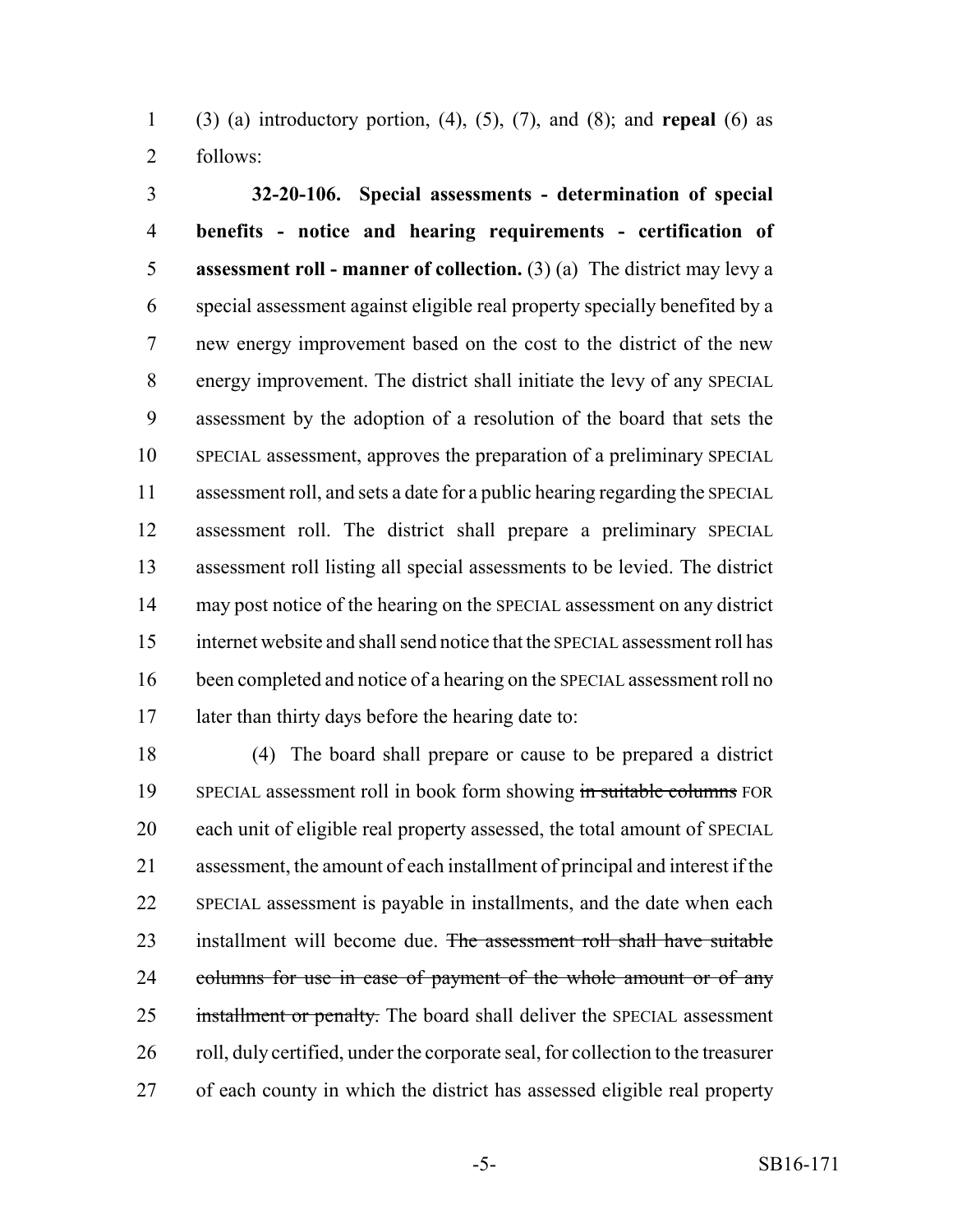(3) (a) introductory portion, (4), (5), (7), and (8); and **repeal** (6) as follows:

**32-20-106. Special assessments - determination of special benefits - notice and hearing requirements - certification of assessment roll - manner of collection.** (3) (a) The district may levy a special assessment against eligible real property specially benefited by a new energy improvement based on the cost to the district of the new energy improvement. The district shall initiate the levy of any SPECIAL assessment by the adoption of a resolution of the board that sets the SPECIAL assessment, approves the preparation of a preliminary SPECIAL assessment roll, and sets a date for a public hearing regarding the SPECIAL assessment roll. The district shall prepare a preliminary SPECIAL assessment roll listing all special assessments to be levied. The district may post notice of the hearing on the SPECIAL assessment on any district internet website and shall send notice that the SPECIAL assessment roll has been completed and notice of a hearing on the SPECIAL assessment roll no later than thirty days before the hearing date to:

(4) The board shall prepare or cause to be prepared a district SPECIAL assessment roll in book form showing ~~in suitable columns~~ FOR each unit of eligible real property assessed, the total amount of SPECIAL assessment, the amount of each installment of principal and interest if the SPECIAL assessment is payable in installments, and the date when each installment will become due. ~~The assessment roll shall have suitable columns for use in case of payment of the whole amount or of any installment or penalty.~~ The board shall deliver the SPECIAL assessment roll, duly certified, under the corporate seal, for collection to the treasurer of each county in which the district has assessed eligible real property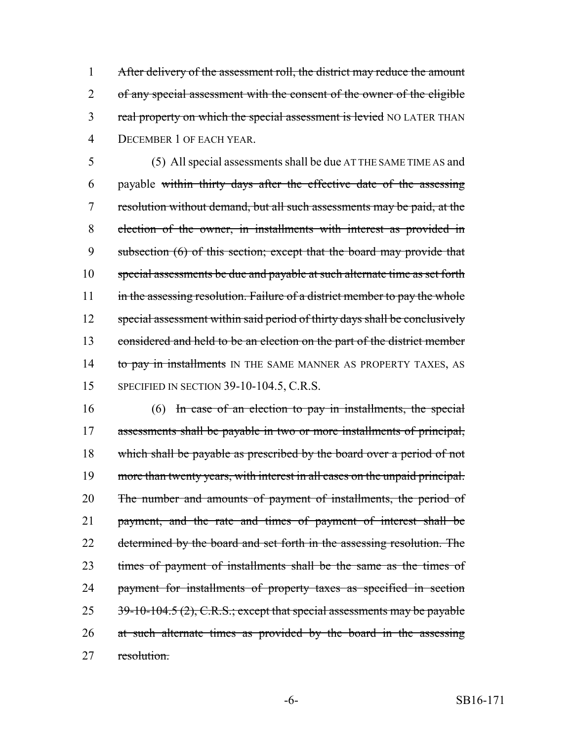1 ~~After delivery of the assessment roll, the district may reduce the amount~~
2 ~~of any special assessment with the consent of the owner of the eligible~~
3 ~~real property on which the special assessment is levied~~ NO LATER THAN
4 DECEMBER 1 OF EACH YEAR.

5 (5) All special assessments shall be due AT THE SAME TIME AS and
6 payable ~~within thirty days after the effective date of the assessing~~
7 ~~resolution without demand, but all such assessments may be paid, at the~~
8 ~~election of the owner, in installments with interest as provided in~~
9 ~~subsection (6) of this section; except that the board may provide that~~
10 ~~special assessments be due and payable at such alternate time as set forth~~
11 ~~in the assessing resolution. Failure of a district member to pay the whole~~
12 ~~special assessment within said period of thirty days shall be conclusively~~
13 ~~considered and held to be an election on the part of the district member~~
14 ~~to pay in installments~~ IN THE SAME MANNER AS PROPERTY TAXES, AS
15 SPECIFIED IN SECTION 39-10-104.5, C.R.S.

16 (6) ~~In case of an election to pay in installments, the special~~
17 ~~assessments shall be payable in two or more installments of principal,~~
18 ~~which shall be payable as prescribed by the board over a period of not~~
19 ~~more than twenty years, with interest in all cases on the unpaid principal.~~
20 ~~The number and amounts of payment of installments, the period of~~
21 ~~payment, and the rate and times of payment of interest shall be~~
22 ~~determined by the board and set forth in the assessing resolution. The~~
23 ~~times of payment of installments shall be the same as the times of~~
24 ~~payment for installments of property taxes as specified in section~~
25 ~~39-10-104.5 (2), C.R.S.; except that special assessments may be payable~~
26 ~~at such alternate times as provided by the board in the assessing~~
27 ~~resolution.~~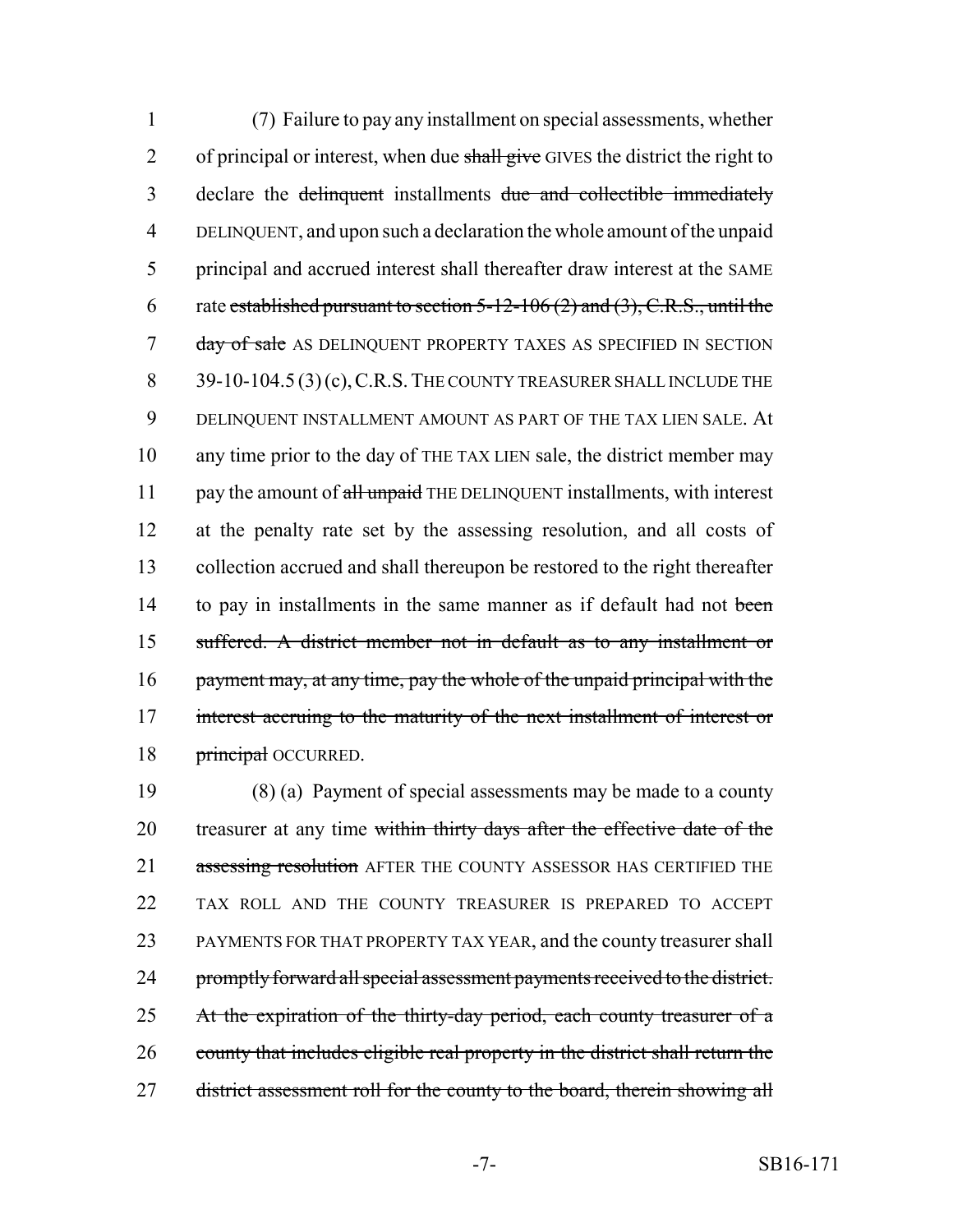(7) Failure to pay any installment on special assessments, whether of principal or interest, when due ~~shall give~~ GIVES the district the right to declare the ~~delinquent~~ installments ~~due and collectible immediately~~ DELINQUENT, and upon such a declaration the whole amount of the unpaid principal and accrued interest shall thereafter draw interest at the SAME rate ~~established pursuant to section 5-12-106 (2) and (3), C.R.S., until the day of sale~~ AS DELINQUENT PROPERTY TAXES AS SPECIFIED IN SECTION 39-10-104.5 (3) (c), C.R.S. THE COUNTY TREASURER SHALL INCLUDE THE DELINQUENT INSTALLMENT AMOUNT AS PART OF THE TAX LIEN SALE. At any time prior to the day of THE TAX LIEN sale, the district member may pay the amount of ~~all unpaid~~ THE DELINQUENT installments, with interest at the penalty rate set by the assessing resolution, and all costs of collection accrued and shall thereupon be restored to the right thereafter to pay in installments in the same manner as if default had not ~~been suffered. A district member not in default as to any installment or payment may, at any time, pay the whole of the unpaid principal with the interest accruing to the maturity of the next installment of interest or principal~~ OCCURRED.

(8) (a) Payment of special assessments may be made to a county treasurer at any time ~~within thirty days after the effective date of the assessing resolution~~ AFTER THE COUNTY ASSESSOR HAS CERTIFIED THE TAX ROLL AND THE COUNTY TREASURER IS PREPARED TO ACCEPT PAYMENTS FOR THAT PROPERTY TAX YEAR, and the county treasurer shall ~~promptly forward all special assessment payments received to the district. At the expiration of the thirty-day period, each county treasurer of a county that includes eligible real property in the district shall return the district assessment roll for the county to the board, therein showing all~~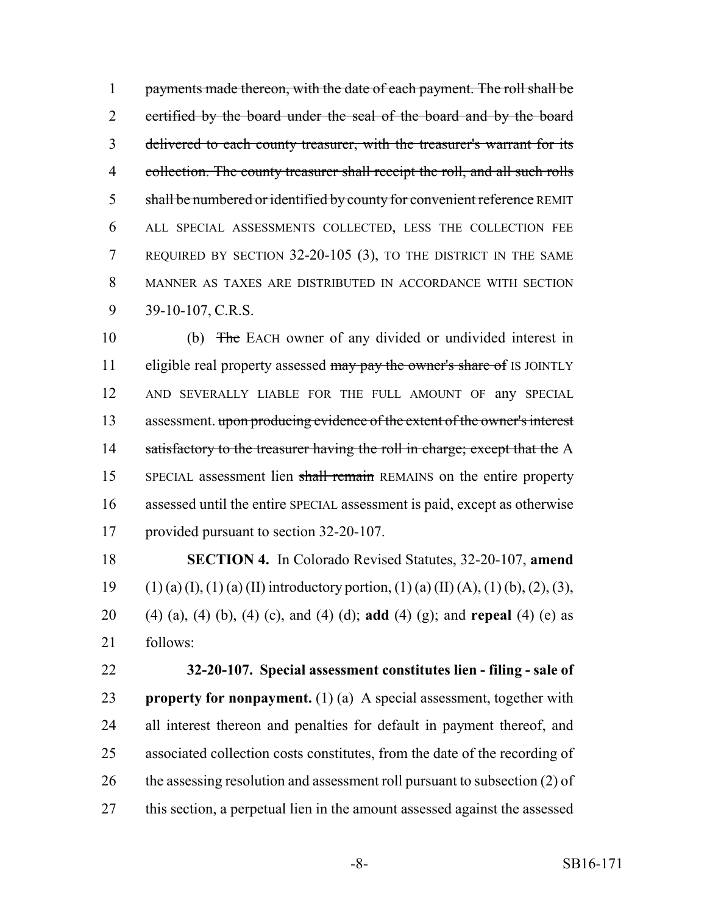payments made thereon, with the date of each payment. The roll shall be certified by the board under the seal of the board and by the board delivered to each county treasurer, with the treasurer's warrant for its collection. The county treasurer shall receipt the roll, and all such rolls shall be numbered or identified by county for convenient reference REMIT ALL SPECIAL ASSESSMENTS COLLECTED, LESS THE COLLECTION FEE REQUIRED BY SECTION 32-20-105 (3), TO THE DISTRICT IN THE SAME MANNER AS TAXES ARE DISTRIBUTED IN ACCORDANCE WITH SECTION 39-10-107, C.R.S.

(b) The EACH owner of any divided or undivided interest in eligible real property assessed may pay the owner's share of IS JOINTLY AND SEVERALLY LIABLE FOR THE FULL AMOUNT OF any SPECIAL assessment. upon producing evidence of the extent of the owner's interest satisfactory to the treasurer having the roll in charge; except that the A SPECIAL assessment lien shall remain REMAINS on the entire property assessed until the entire SPECIAL assessment is paid, except as otherwise provided pursuant to section 32-20-107.

**SECTION 4.** In Colorado Revised Statutes, 32-20-107, **amend** (1) (a) (I), (1) (a) (II) introductory portion, (1) (a) (II) (A), (1) (b), (2), (3), (4) (a), (4) (b), (4) (c), and (4) (d); **add** (4) (g); and **repeal** (4) (e) as follows:

**32-20-107. Special assessment constitutes lien - filing - sale of property for nonpayment.** (1) (a) A special assessment, together with all interest thereon and penalties for default in payment thereof, and associated collection costs constitutes, from the date of the recording of the assessing resolution and assessment roll pursuant to subsection (2) of this section, a perpetual lien in the amount assessed against the assessed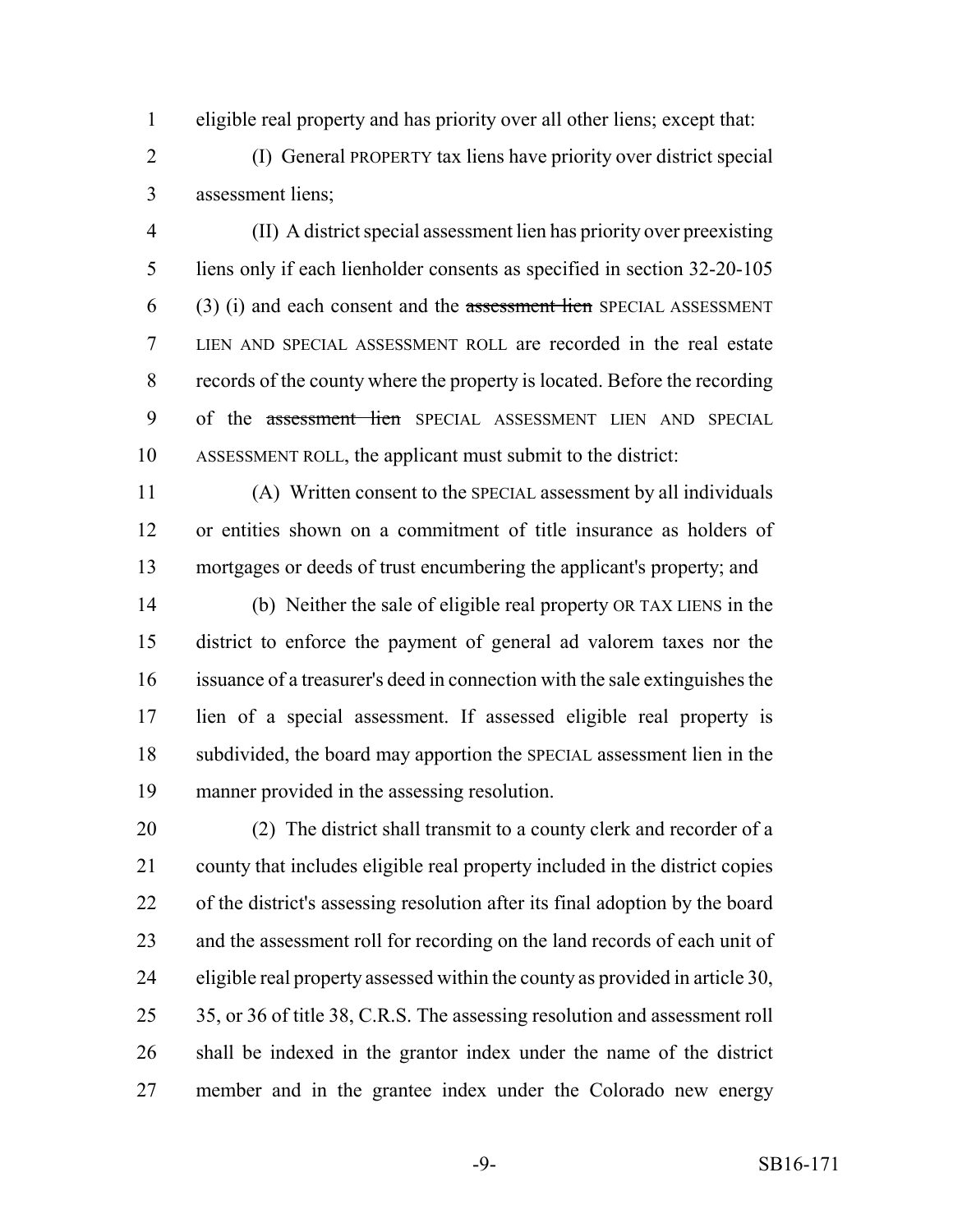eligible real property and has priority over all other liens; except that:

(I) General PROPERTY tax liens have priority over district special assessment liens;

(II) A district special assessment lien has priority over preexisting liens only if each lienholder consents as specified in section 32-20-105 (3) (i) and each consent and the ~~assessment lien~~ SPECIAL ASSESSMENT LIEN AND SPECIAL ASSESSMENT ROLL are recorded in the real estate records of the county where the property is located. Before the recording of the ~~assessment lien~~ SPECIAL ASSESSMENT LIEN AND SPECIAL ASSESSMENT ROLL, the applicant must submit to the district:

(A) Written consent to the SPECIAL assessment by all individuals or entities shown on a commitment of title insurance as holders of mortgages or deeds of trust encumbering the applicant's property; and

(b) Neither the sale of eligible real property OR TAX LIENS in the district to enforce the payment of general ad valorem taxes nor the issuance of a treasurer's deed in connection with the sale extinguishes the lien of a special assessment. If assessed eligible real property is subdivided, the board may apportion the SPECIAL assessment lien in the manner provided in the assessing resolution.

(2) The district shall transmit to a county clerk and recorder of a county that includes eligible real property included in the district copies of the district's assessing resolution after its final adoption by the board and the assessment roll for recording on the land records of each unit of eligible real property assessed within the county as provided in article 30, 35, or 36 of title 38, C.R.S. The assessing resolution and assessment roll shall be indexed in the grantor index under the name of the district member and in the grantee index under the Colorado new energy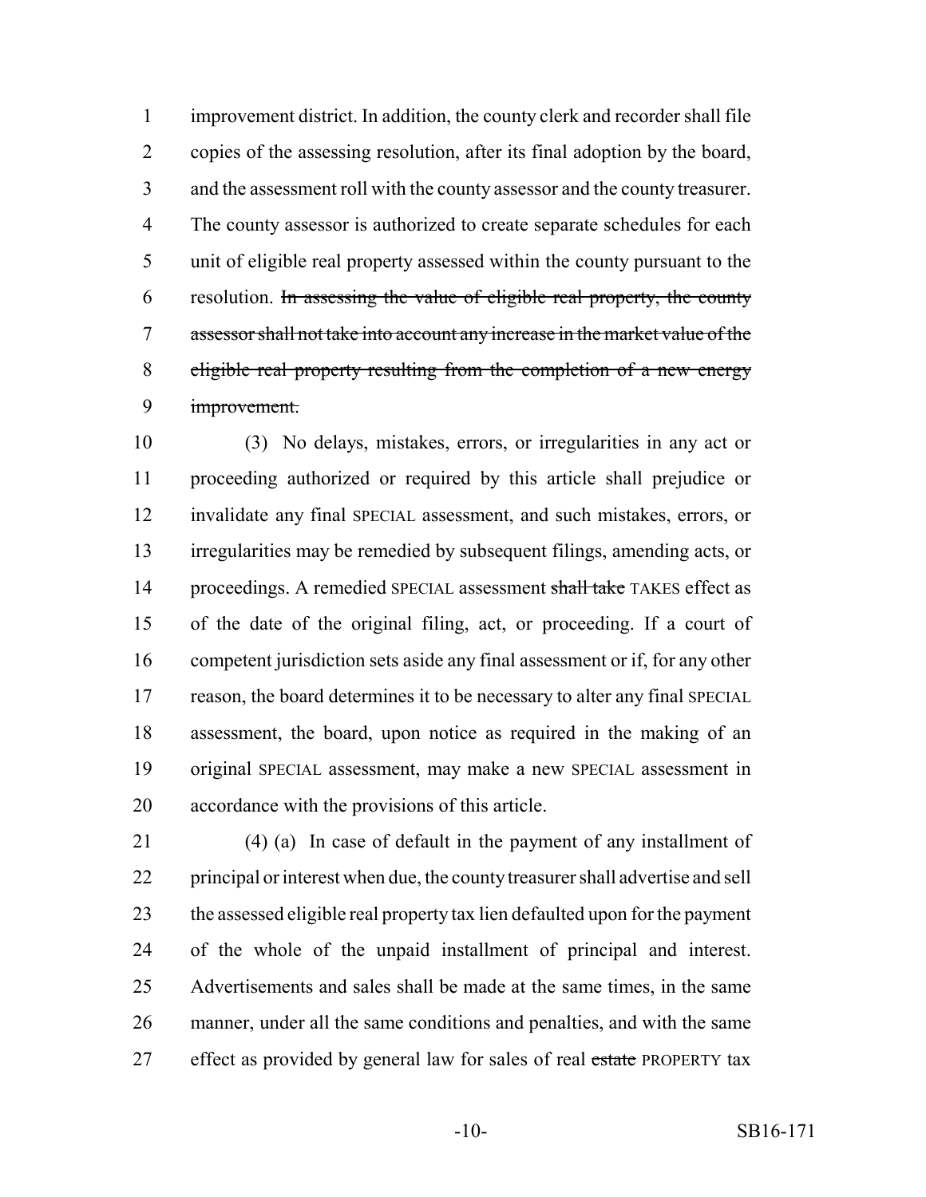improvement district. In addition, the county clerk and recorder shall file copies of the assessing resolution, after its final adoption by the board, and the assessment roll with the county assessor and the county treasurer. The county assessor is authorized to create separate schedules for each unit of eligible real property assessed within the county pursuant to the resolution. ~~In assessing the value of eligible real property, the county assessor shall not take into account any increase in the market value of the eligible real property resulting from the completion of a new energy improvement.~~

(3) No delays, mistakes, errors, or irregularities in any act or proceeding authorized or required by this article shall prejudice or invalidate any final SPECIAL assessment, and such mistakes, errors, or irregularities may be remedied by subsequent filings, amending acts, or proceedings. A remedied SPECIAL assessment ~~shall take~~ TAKES effect as of the date of the original filing, act, or proceeding. If a court of competent jurisdiction sets aside any final assessment or if, for any other reason, the board determines it to be necessary to alter any final SPECIAL assessment, the board, upon notice as required in the making of an original SPECIAL assessment, may make a new SPECIAL assessment in accordance with the provisions of this article.

(4) (a) In case of default in the payment of any installment of principal or interest when due, the county treasurer shall advertise and sell the assessed eligible real property tax lien defaulted upon for the payment of the whole of the unpaid installment of principal and interest. Advertisements and sales shall be made at the same times, in the same manner, under all the same conditions and penalties, and with the same effect as provided by general law for sales of real ~~estate~~ PROPERTY tax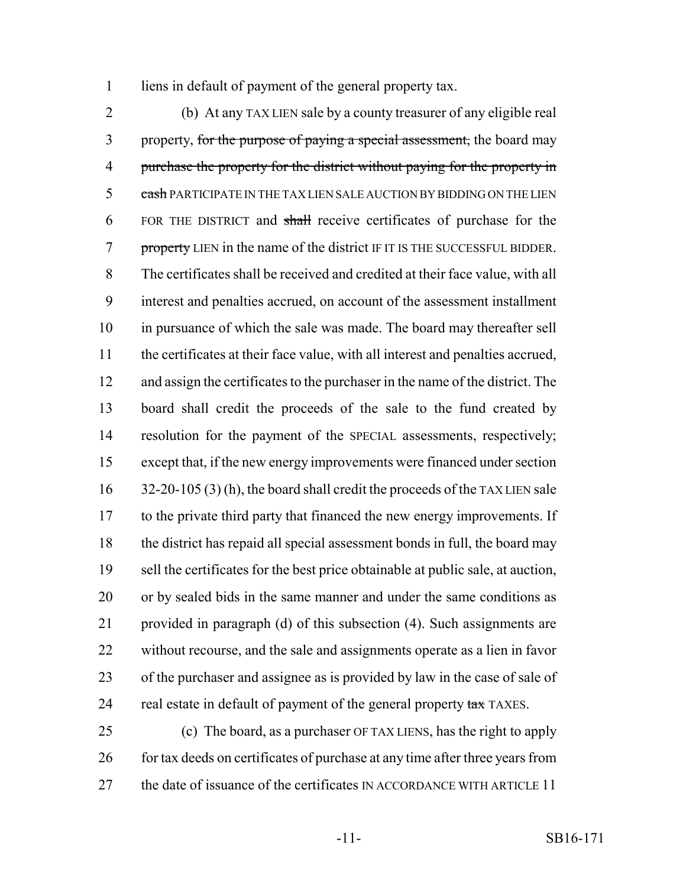liens in default of payment of the general property tax.

(b) At any TAX LIEN sale by a county treasurer of any eligible real property, ~~for the purpose of paying a special assessment,~~ the board may ~~purchase the property for the district without paying for the property in cash~~ PARTICIPATE IN THE TAX LIEN SALE AUCTION BY BIDDING ON THE LIEN FOR THE DISTRICT and ~~shall~~ receive certificates of purchase for the ~~property~~ LIEN in the name of the district IF IT IS THE SUCCESSFUL BIDDER. The certificates shall be received and credited at their face value, with all interest and penalties accrued, on account of the assessment installment in pursuance of which the sale was made. The board may thereafter sell the certificates at their face value, with all interest and penalties accrued, and assign the certificates to the purchaser in the name of the district. The board shall credit the proceeds of the sale to the fund created by resolution for the payment of the SPECIAL assessments, respectively; except that, if the new energy improvements were financed under section 32-20-105 (3) (h), the board shall credit the proceeds of the TAX LIEN sale to the private third party that financed the new energy improvements. If the district has repaid all special assessment bonds in full, the board may sell the certificates for the best price obtainable at public sale, at auction, or by sealed bids in the same manner and under the same conditions as provided in paragraph (d) of this subsection (4). Such assignments are without recourse, and the sale and assignments operate as a lien in favor of the purchaser and assignee as is provided by law in the case of sale of real estate in default of payment of the general property ~~tax~~ TAXES.

(c) The board, as a purchaser OF TAX LIENS, has the right to apply for tax deeds on certificates of purchase at any time after three years from the date of issuance of the certificates IN ACCORDANCE WITH ARTICLE 11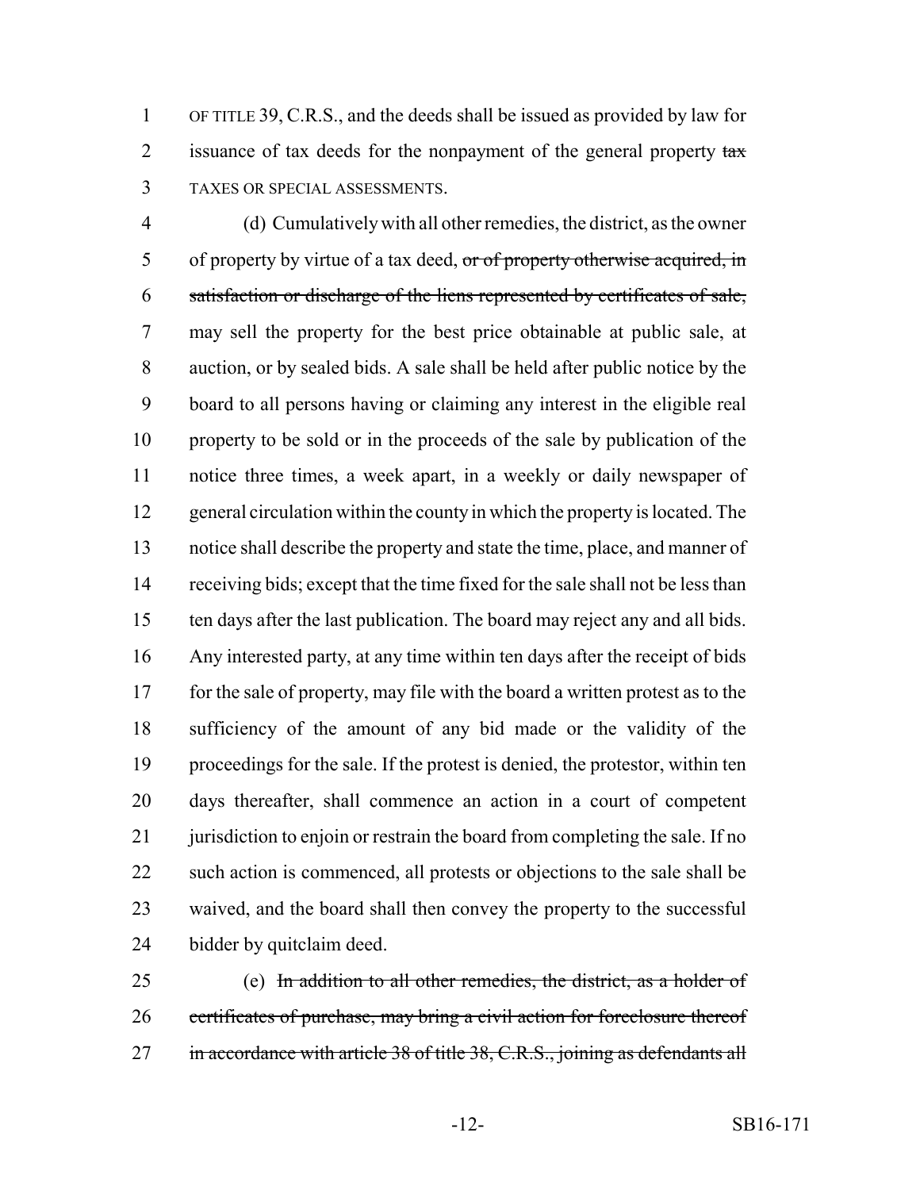OF TITLE 39, C.R.S., and the deeds shall be issued as provided by law for issuance of tax deeds for the nonpayment of the general property ~~tax~~ TAXES OR SPECIAL ASSESSMENTS.

(d) Cumulatively with all other remedies, the district, as the owner of property by virtue of a tax deed, ~~or of property otherwise acquired, in satisfaction or discharge of the liens represented by certificates of sale,~~ may sell the property for the best price obtainable at public sale, at auction, or by sealed bids. A sale shall be held after public notice by the board to all persons having or claiming any interest in the eligible real property to be sold or in the proceeds of the sale by publication of the notice three times, a week apart, in a weekly or daily newspaper of general circulation within the county in which the property is located. The notice shall describe the property and state the time, place, and manner of receiving bids; except that the time fixed for the sale shall not be less than ten days after the last publication. The board may reject any and all bids. Any interested party, at any time within ten days after the receipt of bids for the sale of property, may file with the board a written protest as to the sufficiency of the amount of any bid made or the validity of the proceedings for the sale. If the protest is denied, the protestor, within ten days thereafter, shall commence an action in a court of competent jurisdiction to enjoin or restrain the board from completing the sale. If no such action is commenced, all protests or objections to the sale shall be waived, and the board shall then convey the property to the successful bidder by quitclaim deed.

(e) ~~In addition to all other remedies, the district, as a holder of certificates of purchase, may bring a civil action for foreclosure thereof in accordance with article 38 of title 38, C.R.S., joining as defendants all~~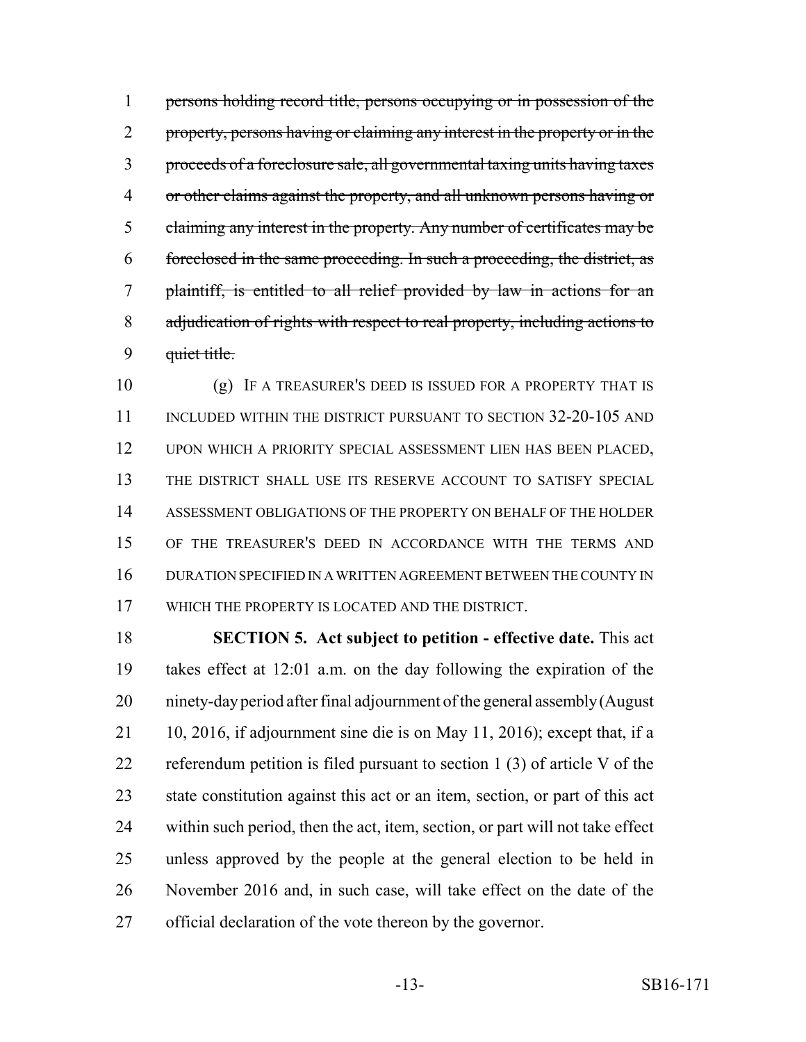~~persons holding record title, persons occupying or in possession of the property, persons having or claiming any interest in the property or in the proceeds of a foreclosure sale, all governmental taxing units having taxes or other claims against the property, and all unknown persons having or claiming any interest in the property. Any number of certificates may be foreclosed in the same proceeding. In such a proceeding, the district, as plaintiff, is entitled to all relief provided by law in actions for an adjudication of rights with respect to real property, including actions to quiet title.~~

(g) IF A TREASURER'S DEED IS ISSUED FOR A PROPERTY THAT IS INCLUDED WITHIN THE DISTRICT PURSUANT TO SECTION 32-20-105 AND UPON WHICH A PRIORITY SPECIAL ASSESSMENT LIEN HAS BEEN PLACED, THE DISTRICT SHALL USE ITS RESERVE ACCOUNT TO SATISFY SPECIAL ASSESSMENT OBLIGATIONS OF THE PROPERTY ON BEHALF OF THE HOLDER OF THE TREASURER'S DEED IN ACCORDANCE WITH THE TERMS AND DURATION SPECIFIED IN A WRITTEN AGREEMENT BETWEEN THE COUNTY IN WHICH THE PROPERTY IS LOCATED AND THE DISTRICT.

**SECTION 5. Act subject to petition - effective date.** This act takes effect at 12:01 a.m. on the day following the expiration of the ninety-day period after final adjournment of the general assembly (August 10, 2016, if adjournment sine die is on May 11, 2016); except that, if a referendum petition is filed pursuant to section 1 (3) of article V of the state constitution against this act or an item, section, or part of this act within such period, then the act, item, section, or part will not take effect unless approved by the people at the general election to be held in November 2016 and, in such case, will take effect on the date of the official declaration of the vote thereon by the governor.